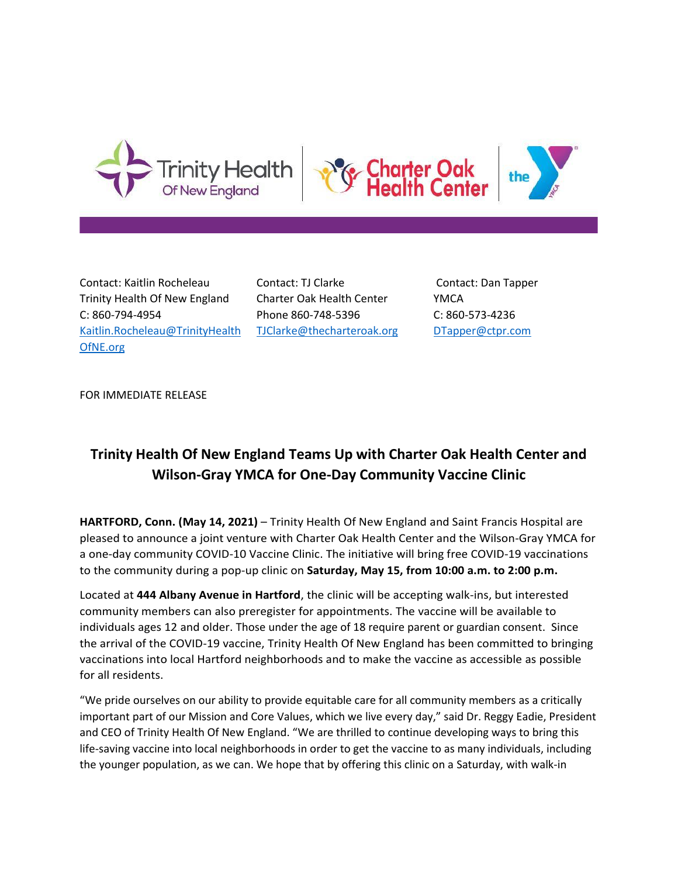Contact: Kaitlin Rocheleau
Trinity Health Of New England
C: 860-794-4954
Kaitlin.Rocheleau@TrinityHealthOfNE.org

Contact: TJ Clarke
Charter Oak Health Center
Phone 860-748-5396
TJClarke@thecharteroak.org

Contact: Dan Tapper
YMCA
C: 860-573-4236
DTapper@ctpr.com

FOR IMMEDIATE RELEASE

## Trinity Health Of New England Teams Up with Charter Oak Health Center and Wilson-Gray YMCA for One-Day Community Vaccine Clinic

**HARTFORD, Conn. (May 14, 2021)** – Trinity Health Of New England and Saint Francis Hospital are pleased to announce a joint venture with Charter Oak Health Center and the Wilson-Gray YMCA for a one-day community COVID-10 Vaccine Clinic. The initiative will bring free COVID-19 vaccinations to the community during a pop-up clinic on **Saturday, May 15, from 10:00 a.m. to 2:00 p.m.**

Located at **444 Albany Avenue in Hartford**, the clinic will be accepting walk-ins, but interested community members can also preregister for appointments. The vaccine will be available to individuals ages 12 and older. Those under the age of 18 require parent or guardian consent. Since the arrival of the COVID-19 vaccine, Trinity Health Of New England has been committed to bringing vaccinations into local Hartford neighborhoods and to make the vaccine as accessible as possible for all residents.

"We pride ourselves on our ability to provide equitable care for all community members as a critically important part of our Mission and Core Values, which we live every day," said Dr. Reggy Eadie, President and CEO of Trinity Health Of New England. "We are thrilled to continue developing ways to bring this life-saving vaccine into local neighborhoods in order to get the vaccine to as many individuals, including the younger population, as we can. We hope that by offering this clinic on a Saturday, with walk-in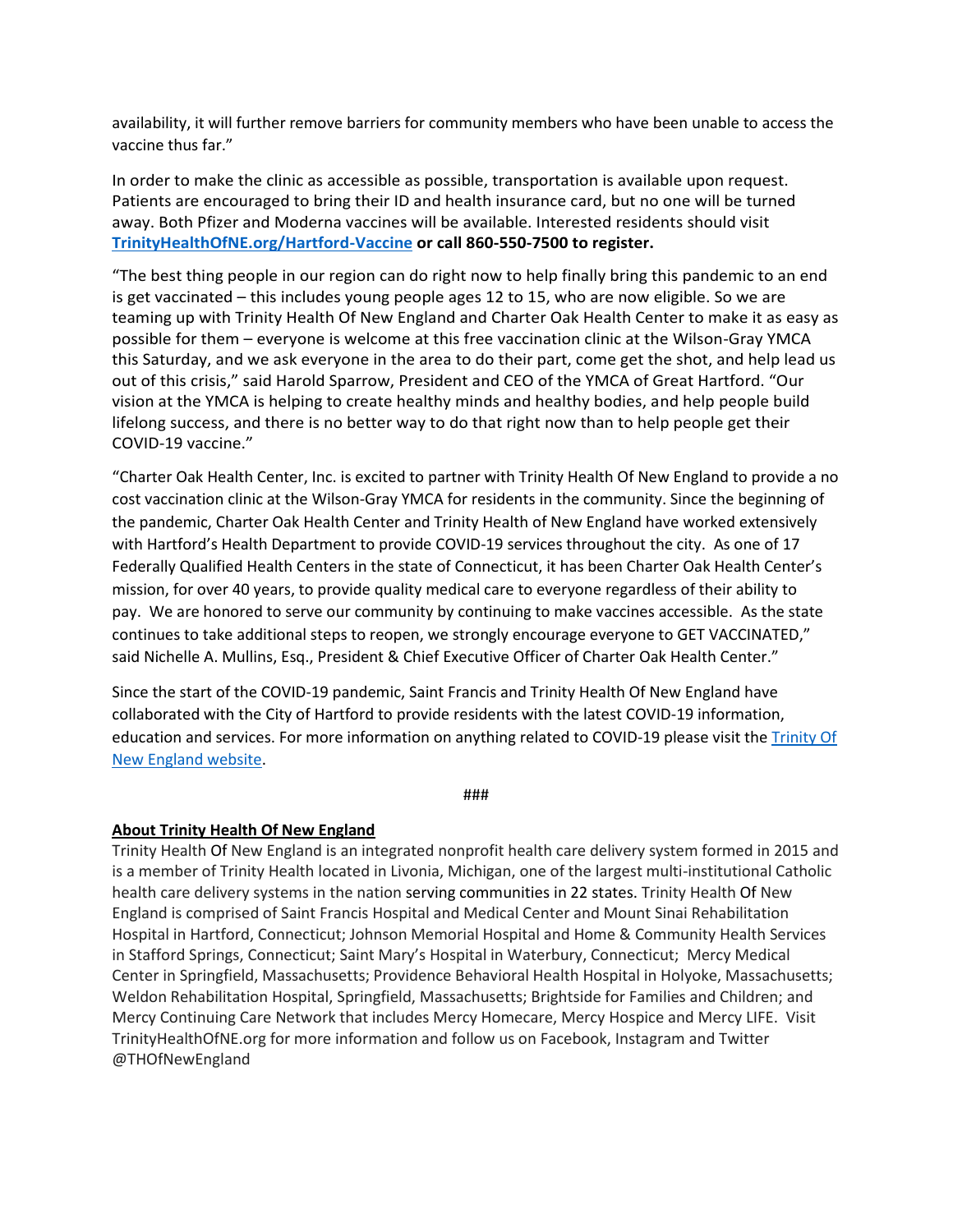availability, it will further remove barriers for community members who have been unable to access the vaccine thus far."

In order to make the clinic as accessible as possible, transportation is available upon request. Patients are encouraged to bring their ID and health insurance card, but no one will be turned away. Both Pfizer and Moderna vaccines will be available. Interested residents should visit **[TrinityHealthOfNE.org/Hartford-Vaccine](TrinityHealthOfNE.org/Hartford-Vaccine) or call 860-550-7500 to register.**

"The best thing people in our region can do right now to help finally bring this pandemic to an end is get vaccinated – this includes young people ages 12 to 15, who are now eligible. So we are teaming up with Trinity Health Of New England and Charter Oak Health Center to make it as easy as possible for them – everyone is welcome at this free vaccination clinic at the Wilson-Gray YMCA this Saturday, and we ask everyone in the area to do their part, come get the shot, and help lead us out of this crisis," said Harold Sparrow, President and CEO of the YMCA of Great Hartford. "Our vision at the YMCA is helping to create healthy minds and healthy bodies, and help people build lifelong success, and there is no better way to do that right now than to help people get their COVID-19 vaccine."

"Charter Oak Health Center, Inc. is excited to partner with Trinity Health Of New England to provide a no cost vaccination clinic at the Wilson-Gray YMCA for residents in the community. Since the beginning of the pandemic, Charter Oak Health Center and Trinity Health of New England have worked extensively with Hartford's Health Department to provide COVID-19 services throughout the city. As one of 17 Federally Qualified Health Centers in the state of Connecticut, it has been Charter Oak Health Center's mission, for over 40 years, to provide quality medical care to everyone regardless of their ability to pay. We are honored to serve our community by continuing to make vaccines accessible. As the state continues to take additional steps to reopen, we strongly encourage everyone to GET VACCINATED," said Nichelle A. Mullins, Esq., President & Chief Executive Officer of Charter Oak Health Center."

Since the start of the COVID-19 pandemic, Saint Francis and Trinity Health Of New England have collaborated with the City of Hartford to provide residents with the latest COVID-19 information, education and services. For more information on anything related to COVID-19 please visit the Trinity Of New England website.

###

**About Trinity Health Of New England**

Trinity Health Of New England is an integrated nonprofit health care delivery system formed in 2015 and is a member of Trinity Health located in Livonia, Michigan, one of the largest multi-institutional Catholic health care delivery systems in the nation serving communities in 22 states. Trinity Health Of New England is comprised of Saint Francis Hospital and Medical Center and Mount Sinai Rehabilitation Hospital in Hartford, Connecticut; Johnson Memorial Hospital and Home & Community Health Services in Stafford Springs, Connecticut; Saint Mary's Hospital in Waterbury, Connecticut; Mercy Medical Center in Springfield, Massachusetts; Providence Behavioral Health Hospital in Holyoke, Massachusetts; Weldon Rehabilitation Hospital, Springfield, Massachusetts; Brightside for Families and Children; and Mercy Continuing Care Network that includes Mercy Homecare, Mercy Hospice and Mercy LIFE. Visit TrinityHealthOfNE.org for more information and follow us on Facebook, Instagram and Twitter @THOfNewEngland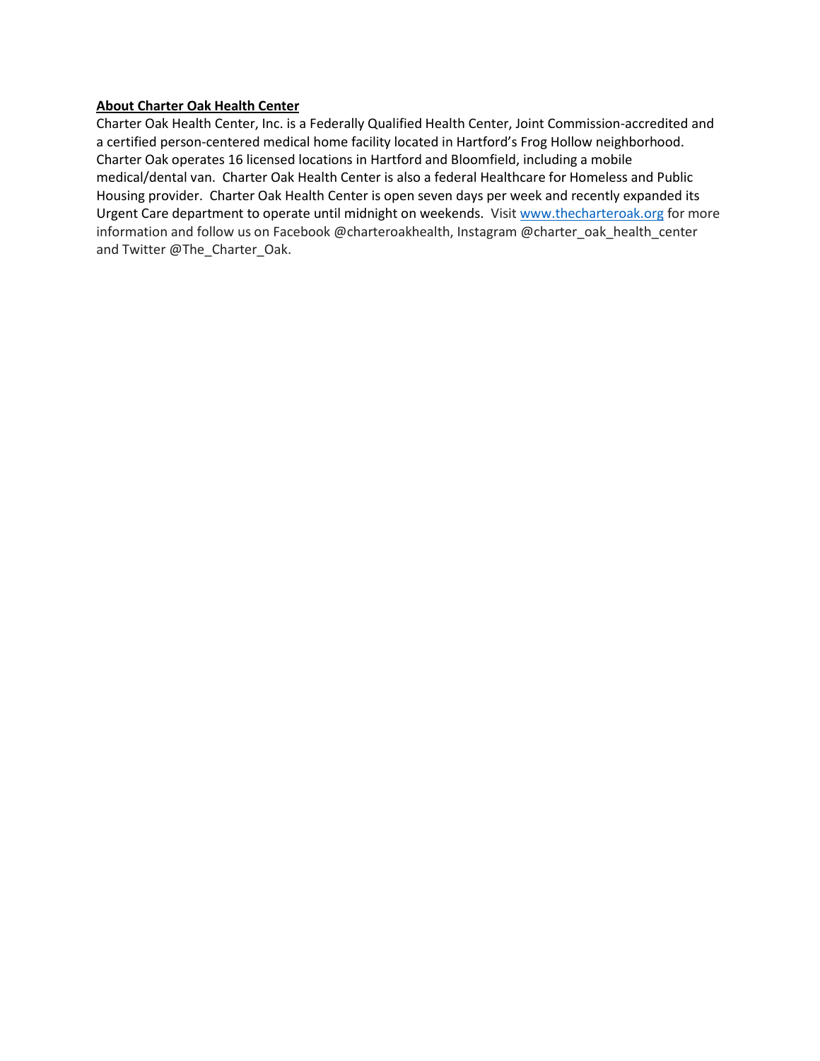**About Charter Oak Health Center**

Charter Oak Health Center, Inc. is a Federally Qualified Health Center, Joint Commission-accredited and a certified person-centered medical home facility located in Hartford's Frog Hollow neighborhood. Charter Oak operates 16 licensed locations in Hartford and Bloomfield, including a mobile medical/dental van. Charter Oak Health Center is also a federal Healthcare for Homeless and Public Housing provider. Charter Oak Health Center is open seven days per week and recently expanded its Urgent Care department to operate until midnight on weekends. Visit [www.thecharteroak.org](http://www.thecharteroak.org) for more information and follow us on Facebook @charteroakhealth, Instagram @charter_oak_health_center and Twitter @The_Charter_Oak.